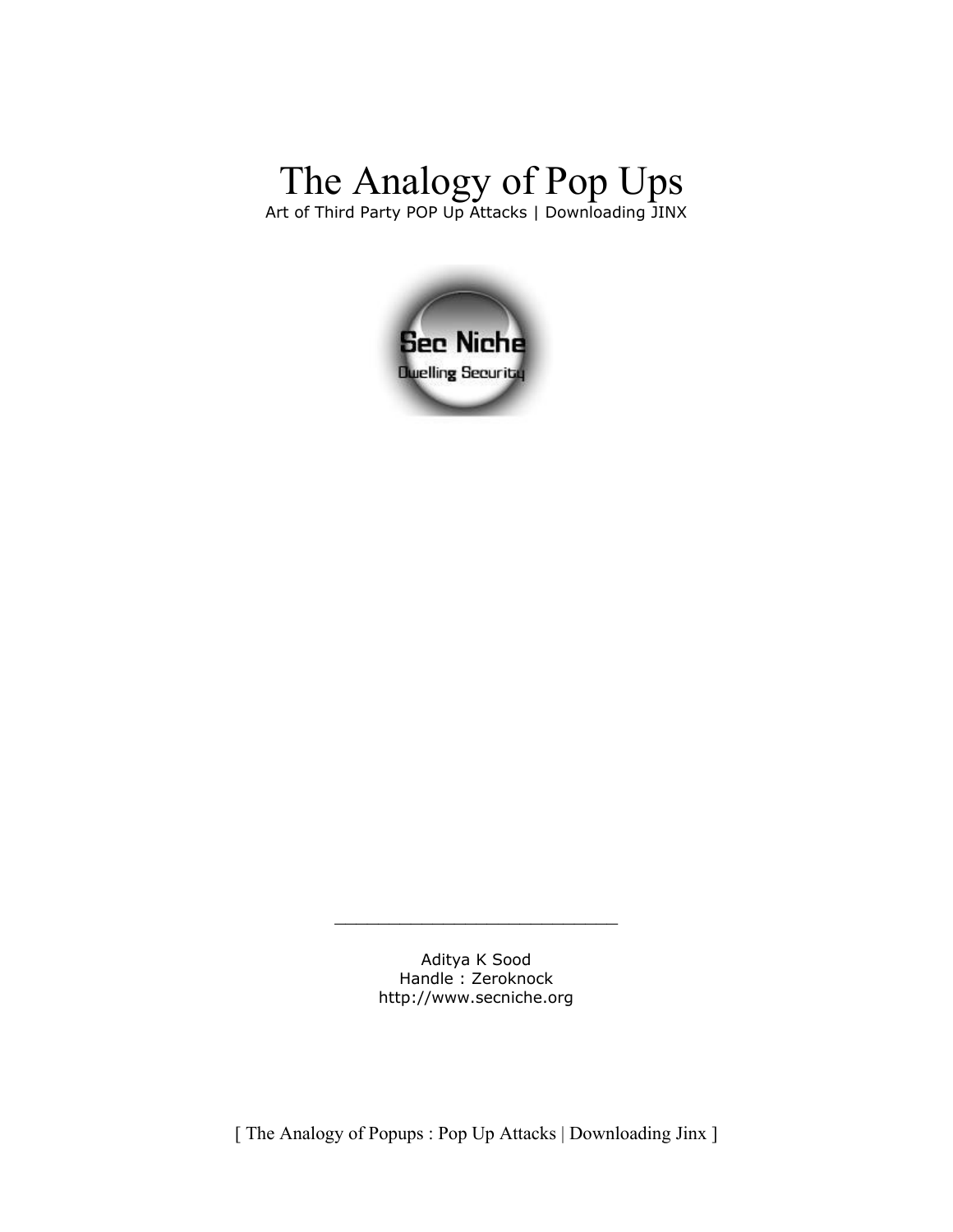# The Analogy of Pop Ups

Art of Third Party POP Up Attacks | Downloading JINX

Sec Niche

Dwelling Security

---

Aditya K Sood  
Handle : Zeroknock  
http://www.secniche.org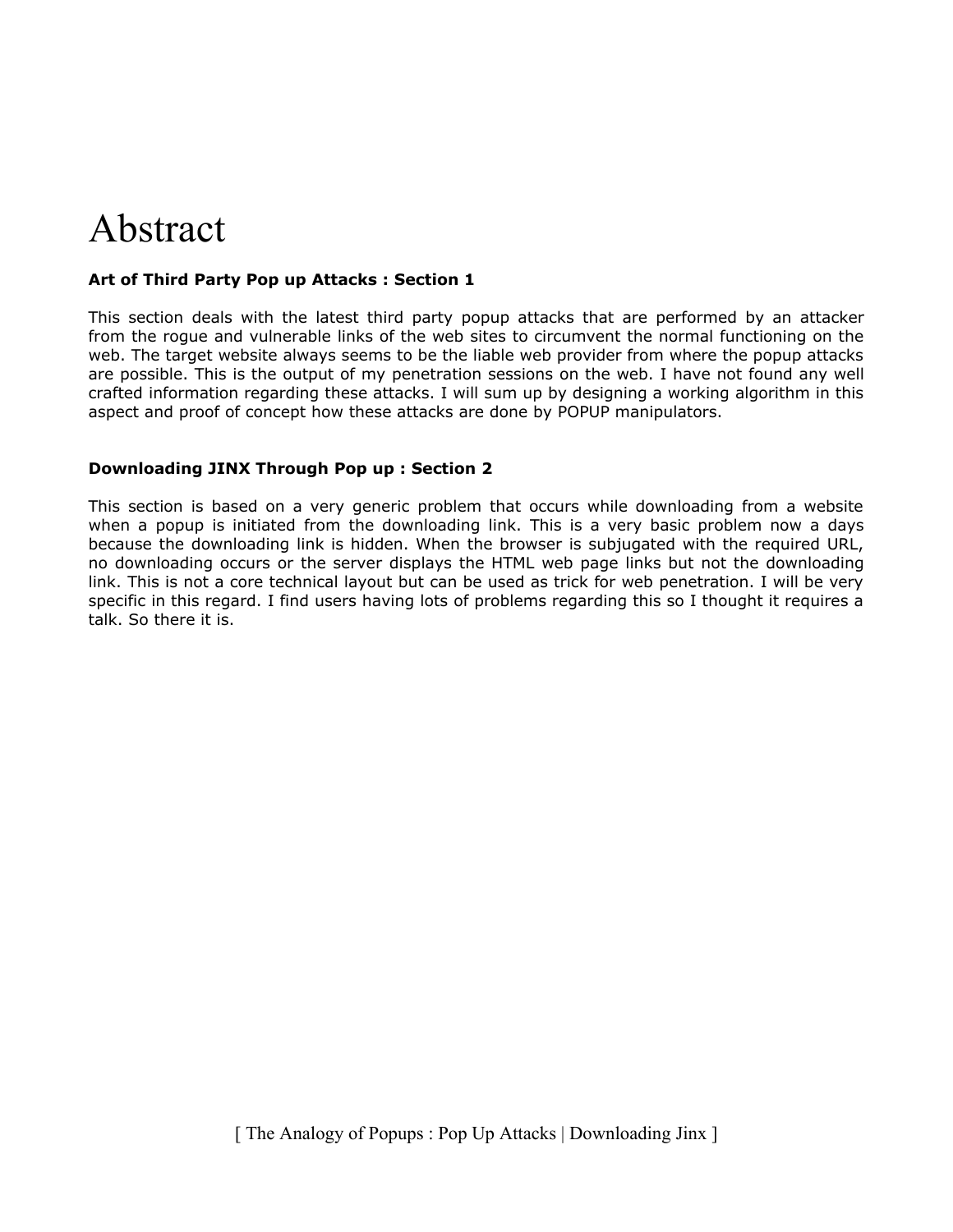# Abstract

**Art of Third Party Pop up Attacks : Section 1**

This section deals with the latest third party popup attacks that are performed by an attacker from the rogue and vulnerable links of the web sites to circumvent the normal functioning on the web. The target website always seems to be the liable web provider from where the popup attacks are possible. This is the output of my penetration sessions on the web. I have not found any well crafted information regarding these attacks. I will sum up by designing a working algorithm in this aspect and proof of concept how these attacks are done by POPUP manipulators.

**Downloading JINX Through Pop up : Section 2**

This section is based on a very generic problem that occurs while downloading from a website when a popup is initiated from the downloading link. This is a very basic problem now a days because the downloading link is hidden. When the browser is subjugated with the required URL, no downloading occurs or the server displays the HTML web page links but not the downloading link. This is not a core technical layout but can be used as trick for web penetration. I will be very specific in this regard. I find users having lots of problems regarding this so I thought it requires a talk. So there it is.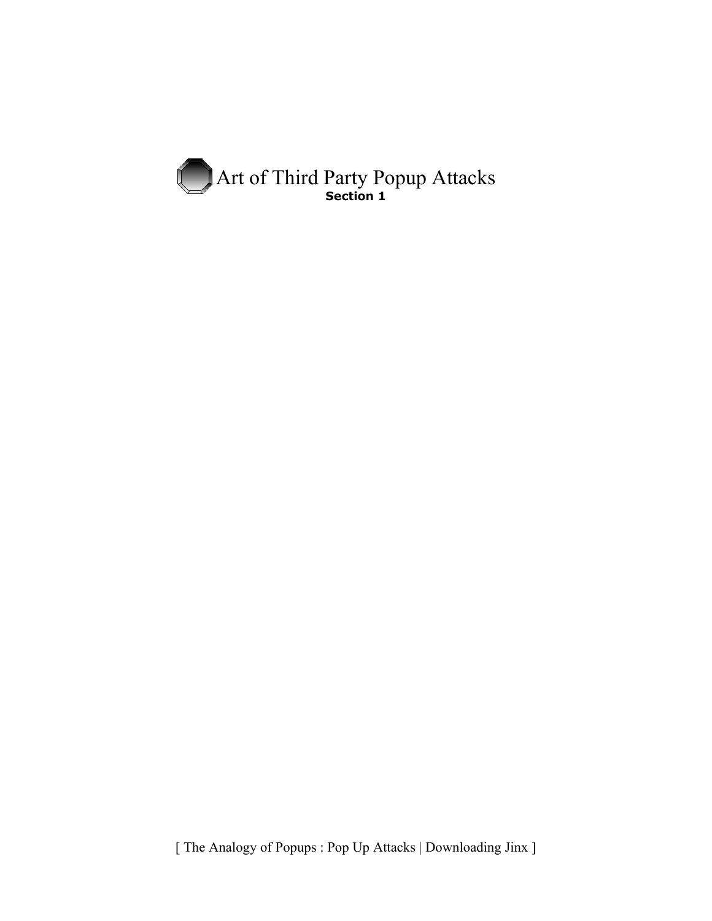# Art of Third Party Popup Attacks

**Section 1**

[ The Analogy of Popups : Pop Up Attacks | Downloading Jinx ]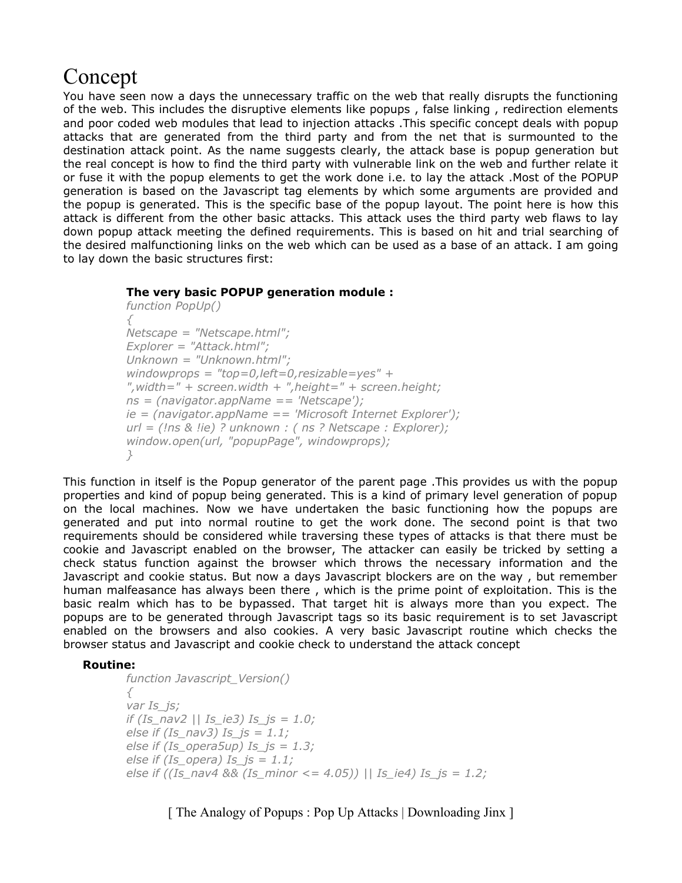# Concept

You have seen now a days the unnecessary traffic on the web that really disrupts the functioning of the web. This includes the disruptive elements like popups , false linking , redirection elements and poor coded web modules that lead to injection attacks .This specific concept deals with popup attacks that are generated from the third party and from the net that is surmounted to the destination attack point. As the name suggests clearly, the attack base is popup generation but the real concept is how to find the third party with vulnerable link on the web and further relate it or fuse it with the popup elements to get the work done i.e. to lay the attack .Most of the POPUP generation is based on the Javascript tag elements by which some arguments are provided and the popup is generated. This is the specific base of the popup layout. The point here is how this attack is different from the other basic attacks. This attack uses the third party web flaws to lay down popup attack meeting the defined requirements. This is based on hit and trial searching of the desired malfunctioning links on the web which can be used as a base of an attack. I am going to lay down the basic structures first:

**The very basic POPUP generation module :**

```
function PopUp()
{
Netscape = "Netscape.html";
Explorer = "Attack.html";
Unknown = "Unknown.html";
windowprops = "top=0,left=0,resizable=yes" +
",width=" + screen.width + ",height=" + screen.height;
ns = (navigator.appName == 'Netscape');
ie = (navigator.appName == 'Microsoft Internet Explorer');
url = (!ns & !ie) ? unknown : ( ns ? Netscape : Explorer);
window.open(url, "popupPage", windowprops);
}
```

This function in itself is the Popup generator of the parent page .This provides us with the popup properties and kind of popup being generated. This is a kind of primary level generation of popup on the local machines. Now we have undertaken the basic functioning how the popups are generated and put into normal routine to get the work done. The second point is that two requirements should be considered while traversing these types of attacks is that there must be cookie and Javascript enabled on the browser, The attacker can easily be tricked by setting a check status function against the browser which throws the necessary information and the Javascript and cookie status. But now a days Javascript blockers are on the way , but remember human malfeasance has always been there , which is the prime point of exploitation. This is the basic realm which has to be bypassed. That target hit is always more than you expect. The popups are to be generated through Javascript tags so its basic requirement is to set Javascript enabled on the browsers and also cookies. A very basic Javascript routine which checks the browser status and Javascript and cookie check to understand the attack concept

**Routine:**

```
function Javascript_Version()
{
var Is_js;
if (Is_nav2 || Is_ie3) Is_js = 1.0;
else if (Is_nav3) Is_js = 1.1;
else if (Is_opera5up) Is_js = 1.3;
else if (Is_opera) Is_js = 1.1;
else if ((Is_nav4 && (Is_minor <= 4.05)) || Is_ie4) Is_js = 1.2;
```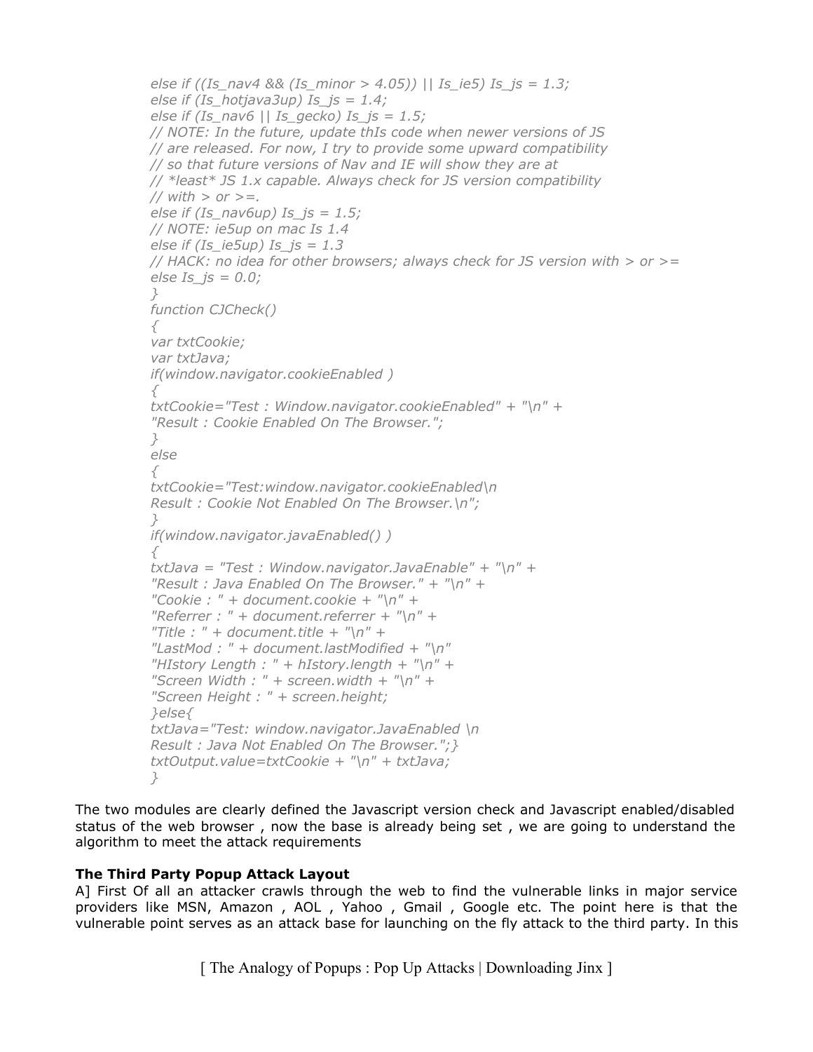```
else if ((Is_nav4 && (Is_minor > 4.05)) || Is_ie5) Is_js = 1.3;
else if (Is_hotjava3up) Is_js = 1.4;
else if (Is_nav6 || Is_gecko) Is_js = 1.5;
// NOTE: In the future, update thIs code when newer versions of JS
// are released. For now, I try to provide some upward compatibility
// so that future versions of Nav and IE will show they are at
// *least* JS 1.x capable. Always check for JS version compatibility
// with > or >=.
else if (Is_nav6up) Is_js = 1.5;
// NOTE: ie5up on mac Is 1.4
else if (Is_ie5up) Is_js = 1.3
// HACK: no idea for other browsers; always check for JS version with > or >=
else Is_js = 0.0;
}
function CJCheck()
{
var txtCookie;
var txtJava;
if(window.navigator.cookieEnabled )
{
txtCookie="Test : Window.navigator.cookieEnabled" + "\n" +
"Result : Cookie Enabled On The Browser.";
}
else
{
txtCookie="Test:window.navigator.cookieEnabled\n
Result : Cookie Not Enabled On The Browser.\n";
}
if(window.navigator.javaEnabled() )
{
txtJava = "Test : Window.navigator.JavaEnable" + "\n" +
"Result : Java Enabled On The Browser." + "\n" +
"Cookie : " + document.cookie + "\n" +
"Referrer : " + document.referrer + "\n" +
"Title : " + document.title + "\n" +
"LastMod : " + document.lastModified + "\n"
"HIstory Length : " + hIstory.length + "\n" +
"Screen Width : " + screen.width + "\n" +
"Screen Height : " + screen.height;
}else{
txtJava="Test: window.navigator.JavaEnabled \n
Result : Java Not Enabled On The Browser.";}
txtOutput.value=txtCookie + "\n" + txtJava;
}
```

The two modules are clearly defined the Javascript version check and Javascript enabled/disabled status of the web browser , now the base is already being set , we are going to understand the algorithm to meet the attack requirements

**The Third Party Popup Attack Layout**

A] First Of all an attacker crawls through the web to find the vulnerable links in major service providers like MSN, Amazon , AOL , Yahoo , Gmail , Google etc. The point here is that the vulnerable point serves as an attack base for launching on the fly attack to the third party. In this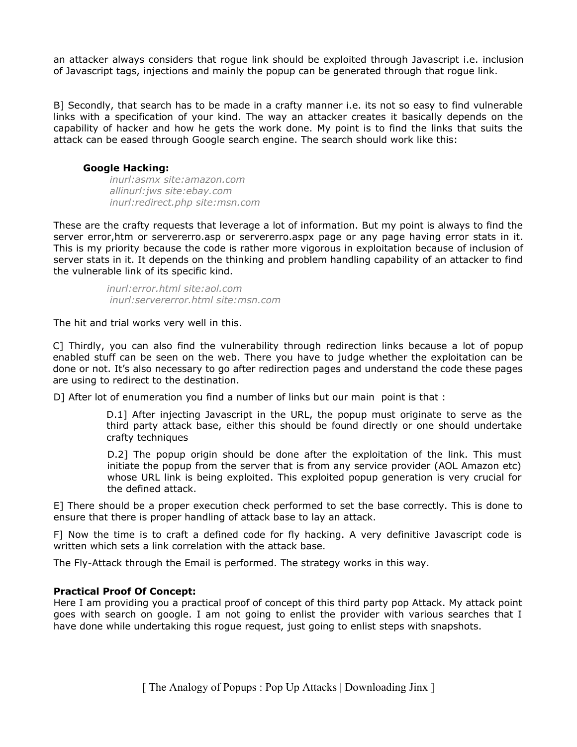an attacker always considers that rogue link should be exploited through Javascript i.e. inclusion of Javascript tags, injections and mainly the popup can be generated through that rogue link.

B] Secondly, that search has to be made in a crafty manner i.e. its not so easy to find vulnerable links with a specification of your kind. The way an attacker creates it basically depends on the capability of hacker and how he gets the work done. My point is to find the links that suits the attack can be eased through Google search engine. The search should work like this:

**Google Hacking:**

*inurl:asmx site:amazon.com*
*allinurl:jws site:ebay.com*
*inurl:redirect.php site:msn.com*

These are the crafty requests that leverage a lot of information. But my point is always to find the server error,htm or servererro.asp or servererro.aspx page or any page having error stats in it. This is my priority because the code is rather more vigorous in exploitation because of inclusion of server stats in it. It depends on the thinking and problem handling capability of an attacker to find the vulnerable link of its specific kind.

*inurl:error.html site:aol.com*
*inurl:servererror.html site:msn.com*

The hit and trial works very well in this.

C] Thirdly, you can also find the vulnerability through redirection links because a lot of popup enabled stuff can be seen on the web. There you have to judge whether the exploitation can be done or not. It's also necessary to go after redirection pages and understand the code these pages are using to redirect to the destination.

D] After lot of enumeration you find a number of links but our main point is that :

> D.1] After injecting Javascript in the URL, the popup must originate to serve as the third party attack base, either this should be found directly or one should undertake crafty techniques
>
> D.2] The popup origin should be done after the exploitation of the link. This must initiate the popup from the server that is from any service provider (AOL Amazon etc) whose URL link is being exploited. This exploited popup generation is very crucial for the defined attack.

E] There should be a proper execution check performed to set the base correctly. This is done to ensure that there is proper handling of attack base to lay an attack.

F] Now the time is to craft a defined code for fly hacking. A very definitive Javascript code is written which sets a link correlation with the attack base.

The Fly-Attack through the Email is performed. The strategy works in this way.

**Practical Proof Of Concept:**

Here I am providing you a practical proof of concept of this third party pop Attack. My attack point goes with search on google. I am not going to enlist the provider with various searches that I have done while undertaking this rogue request, just going to enlist steps with snapshots.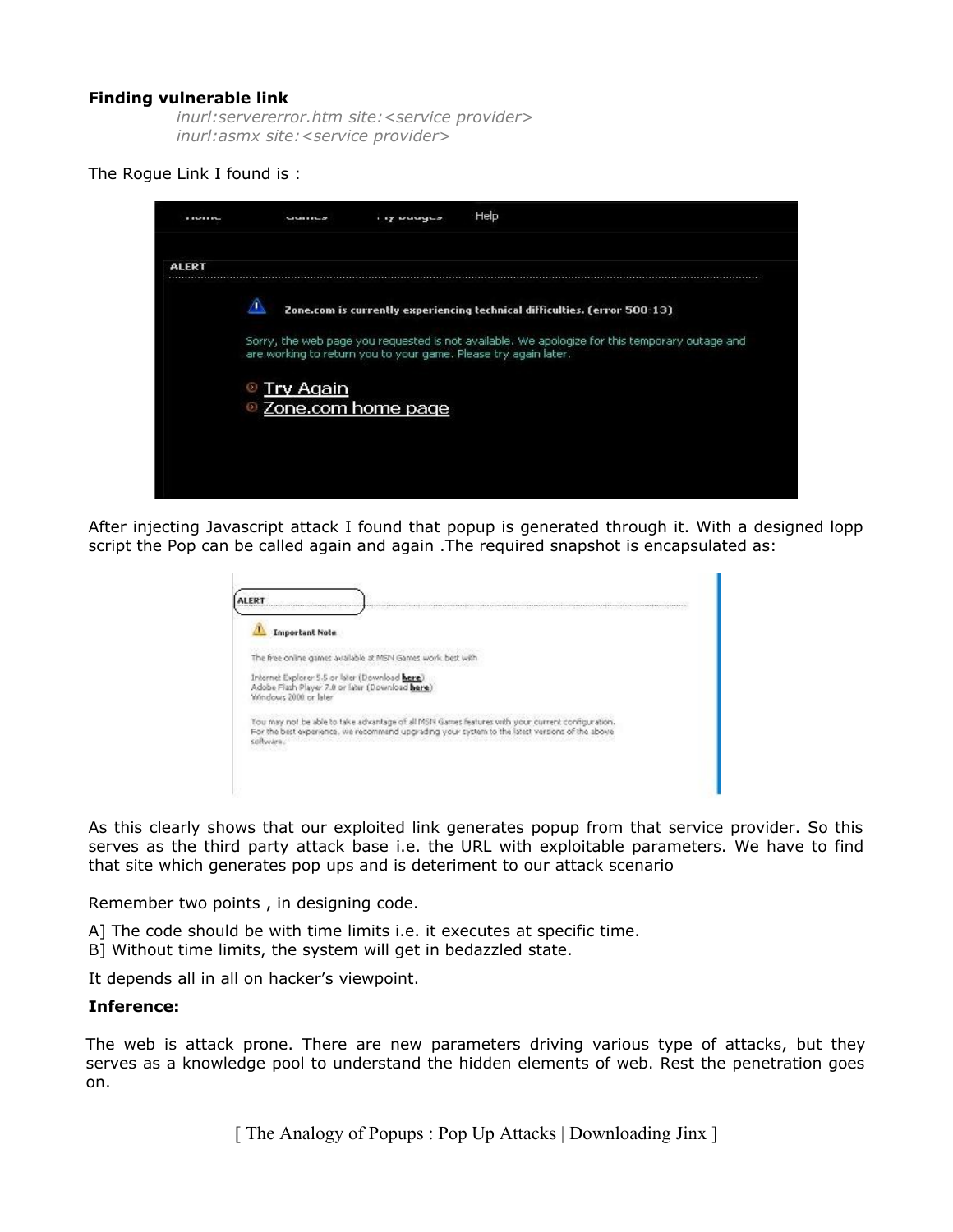**Finding vulnerable link**

*inurl:servererror.htm site:<service provider>*
*inurl:asmx site:<service provider>*

The Rogue Link I found is :

After injecting Javascript attack I found that popup is generated through it. With a designed lopp script the Pop can be called again and again .The required snapshot is encapsulated as:

As this clearly shows that our exploited link generates popup from that service provider. So this serves as the third party attack base i.e. the URL with exploitable parameters. We have to find that site which generates pop ups and is deteriment to our attack scenario

Remember two points , in designing code.

A] The code should be with time limits i.e. it executes at specific time.
B] Without time limits, the system will get in bedazzled state.

It depends all in all on hacker's viewpoint.

**Inference:**

The web is attack prone. There are new parameters driving various type of attacks, but they serves as a knowledge pool to understand the hidden elements of web. Rest the penetration goes on.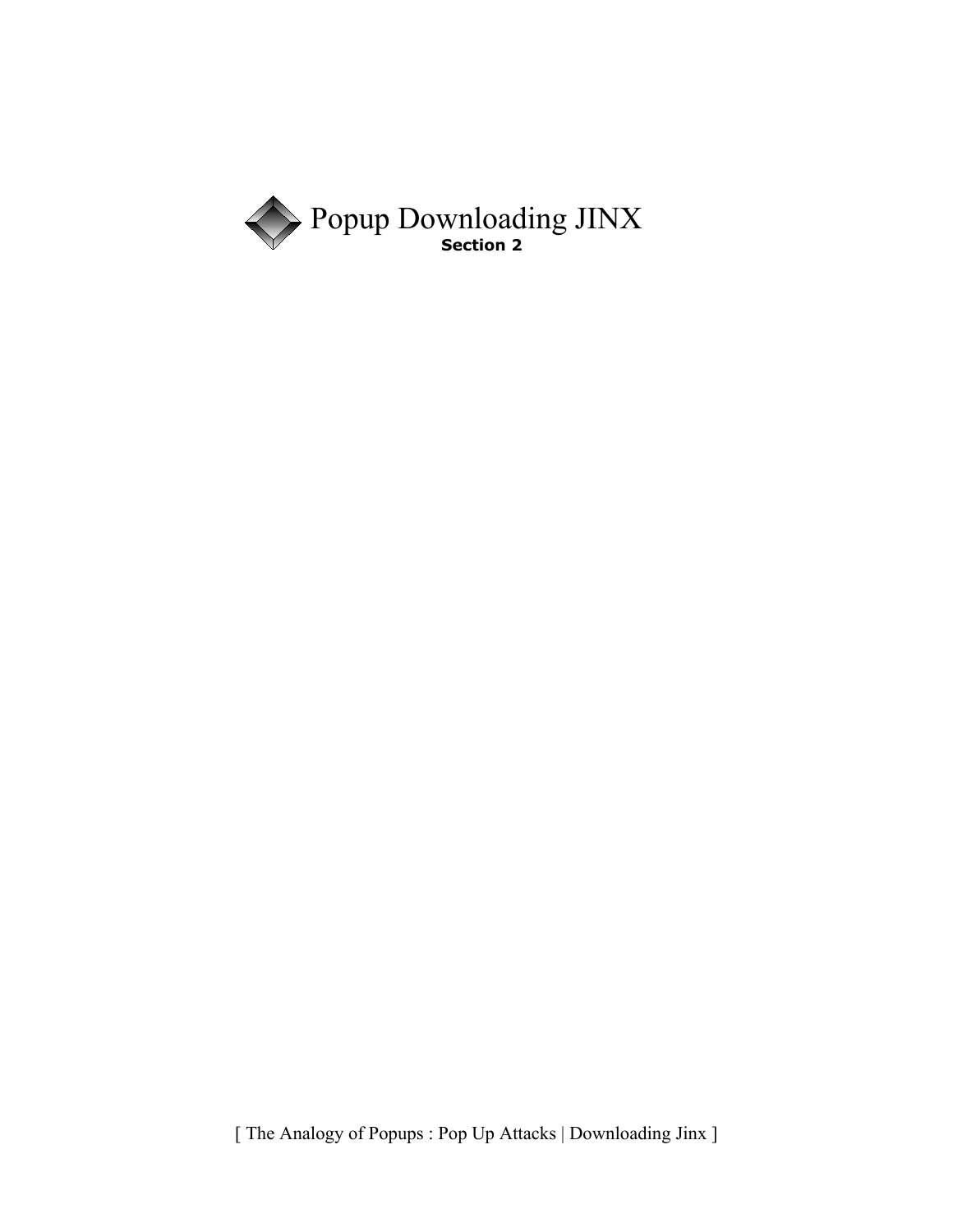# Popup Downloading JINX

**Section 2**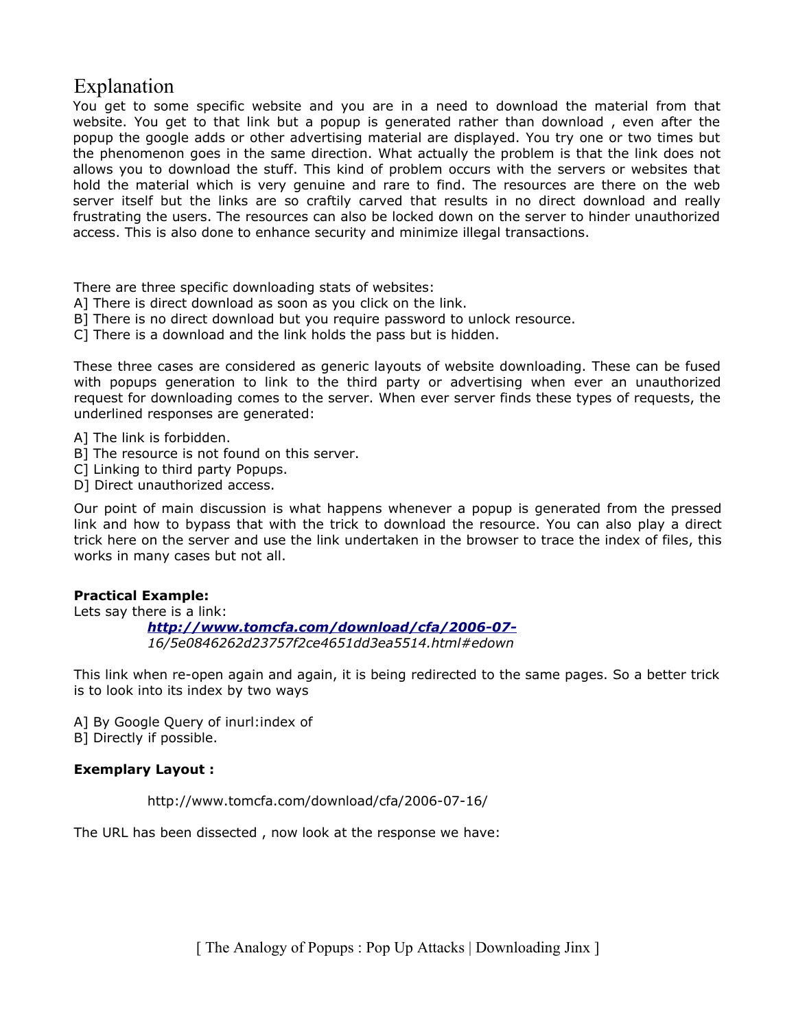# Explanation

You get to some specific website and you are in a need to download the material from that website. You get to that link but a popup is generated rather than download , even after the popup the google adds or other advertising material are displayed. You try one or two times but the phenomenon goes in the same direction. What actually the problem is that the link does not allows you to download the stuff. This kind of problem occurs with the servers or websites that hold the material which is very genuine and rare to find. The resources are there on the web server itself but the links are so craftily carved that results in no direct download and really frustrating the users. The resources can also be locked down on the server to hinder unauthorized access. This is also done to enhance security and minimize illegal transactions.

There are three specific downloading stats of websites:
A] There is direct download as soon as you click on the link.
B] There is no direct download but you require password to unlock resource.
C] There is a download and the link holds the pass but is hidden.

These three cases are considered as generic layouts of website downloading. These can be fused with popups generation to link to the third party or advertising when ever an unauthorized request for downloading comes to the server. When ever server finds these types of requests, the underlined responses are generated:

A] The link is forbidden.
B] The resource is not found on this server.
C] Linking to third party Popups.
D] Direct unauthorized access.

Our point of main discussion is what happens whenever a popup is generated from the pressed link and how to bypass that with the trick to download the resource. You can also play a direct trick here on the server and use the link undertaken in the browser to trace the index of files, this works in many cases but not all.

**Practical Example:**
Lets say there is a link:

> ***http://www.tomcfa.com/download/cfa/2006-07-***
> *16/5e0846262d23757f2ce4651dd3ea5514.html#edown*

This link when re-open again and again, it is being redirected to the same pages. So a better trick is to look into its index by two ways

A] By Google Query of inurl:index of
B] Directly if possible.

**Exemplary Layout :**

> http://www.tomcfa.com/download/cfa/2006-07-16/

The URL has been dissected , now look at the response we have: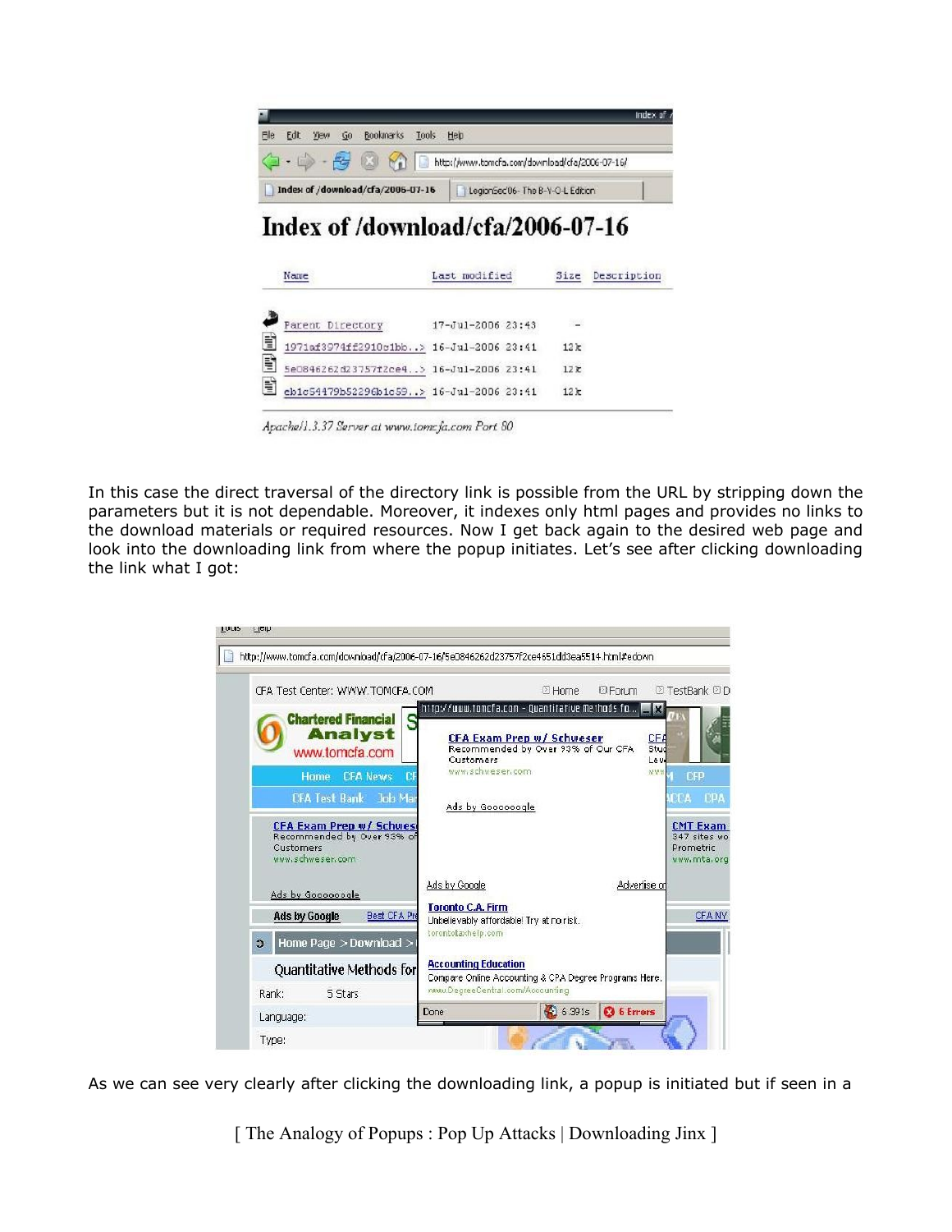In this case the direct traversal of the directory link is possible from the URL by stripping down the parameters but it is not dependable. Moreover, it indexes only html pages and provides no links to the download materials or required resources. Now I get back again to the desired web page and look into the downloading link from where the popup initiates. Let's see after clicking downloading the link what I got:

As we can see very clearly after clicking the downloading link, a popup is initiated but if seen in a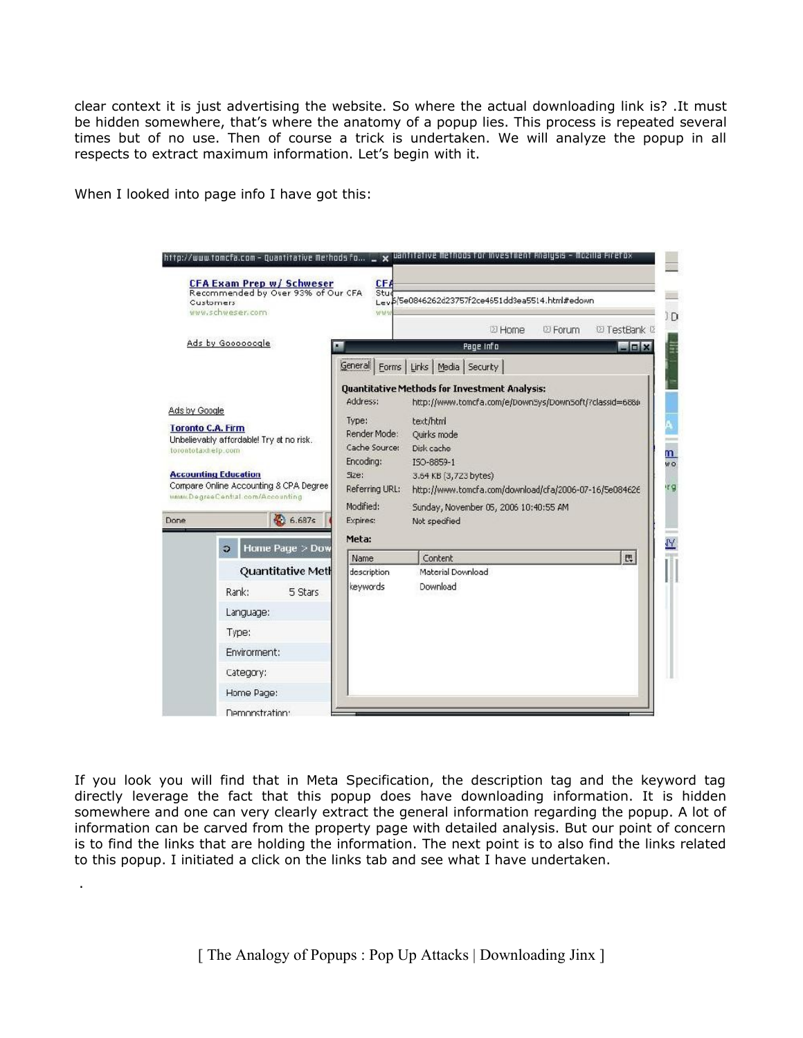clear context it is just advertising the website. So where the actual downloading link is? .It must be hidden somewhere, that's where the anatomy of a popup lies. This process is repeated several times but of no use. Then of course a trick is undertaken. We will analyze the popup in all respects to extract maximum information. Let's begin with it.

When I looked into page info I have got this:

If you look you will find that in Meta Specification, the description tag and the keyword tag directly leverage the fact that this popup does have downloading information. It is hidden somewhere and one can very clearly extract the general information regarding the popup. A lot of information can be carved from the property page with detailed analysis. But our point of concern is to find the links that are holding the information. The next point is to also find the links related to this popup. I initiated a click on the links tab and see what I have undertaken.

.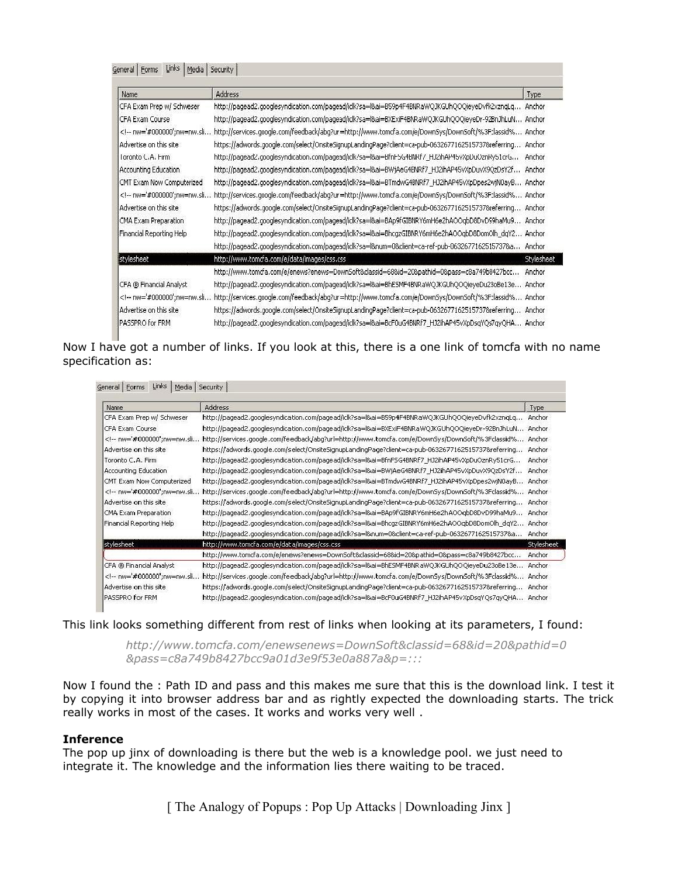| Name | Address | Type |
|---|---|---|
| CFA Exam Prep w/ Schweser | http://pagead2.googlesyndication.com/pagead/iclk?sa=l&ai=B59p4F4BNRaWQJKGUhQOQieyeDvfk2xznqLq... | Anchor |
| CFA Exam Course | http://pagead2.googlesyndication.com/pagead/iclk?sa=l&ai=BXExiF4BNRaWQJKGUhQOQieyeDr-92BnJhLuN... | Anchor |
| <!-- nw='#000000';nw=nw.sli... | http://services.google.com/feedback/abg?url=http://www.tomcfa.com/e/DownSys/DownSoft/%3Fclassid%... | Anchor |
| Advertise on this site | https://adwords.google.com/select/OnsiteSignupLandingPage?client=ca-pub-0632677162515737&referring... | Anchor |
| Toronto C.A. Firm | http://pagead2.googlesyndication.com/pagead/iclk?sa=l&ai=BfnFSG4BNRf7_HJ2ihAP45vXpDuOznRy51crG... | Anchor |
| Accounting Education | http://pagead2.googlesyndication.com/pagead/iclk?sa=l&ai=BWjAeG4BNRf7_HJ2ihAP45vXpDuvX9QzDsY2f... | Anchor |
| CMT Exam Now Computerized | http://pagead2.googlesyndication.com/pagead/iclk?sa=l&ai=BTmdwG4BNRf7_HJ2ihAP45vXpDpes2wjN0ayB... | Anchor |
| <!-- nw='#000000';nw=nw.sli... | http://services.google.com/feedback/abg?url=http://www.tomcfa.com/e/DownSys/DownSoft/%3Fclassid%... | Anchor |
| Advertise on this site | https://adwords.google.com/select/OnsiteSignupLandingPage?client=ca-pub-0632677162515737&referring... | Anchor |
| CMA Exam Preparation | http://pagead2.googlesyndication.com/pagead/iclk?sa=l&ai=BAp9FGIBNRY6mH6e2hAOOqbD8DvD99haMu9... | Anchor |
| Financial Reporting Help | http://pagead2.googlesyndication.com/pagead/iclk?sa=l&ai=BhcgzGIBNRY6mH6e2hAOOqbD8DomOlh_dqY2... | Anchor |
| | http://pagead2.googlesyndication.com/pagead/iclk?sa=l&num=0&client=ca-ref-pub-0632677162515737&a... | Anchor |
| stylesheet | http://www.tomcfa.com/e/data/images/css.css | Stylesheet |
| | http://www.tomcfa.com/e/enews?enews=DownSoft&classid=68&id=20&pathid=0&pass=c8a749b8427bcc... | Anchor |
| CFA ® Financial Analyst | http://pagead2.googlesyndication.com/pagead/iclk?sa=l&ai=BhESMF4BNRaWQJKGUhQOQieyeDu23oBe13e... | Anchor |
| <!-- nw='#000000';nw=nw.sli... | http://services.google.com/feedback/abg?url=http://www.tomcfa.com/e/DownSys/DownSoft/%3Fclassid%... | Anchor |
| Advertise on this site | https://adwords.google.com/select/OnsiteSignupLandingPage?client=ca-pub-0632677162515737&referring... | Anchor |
| PASSPRO for FRM | http://pagead2.googlesyndication.com/pagead/iclk?sa=l&ai=BcF0uG4BNRf7_HJ2ihAP45vXpDsqYQs7qyQHA... | Anchor |

Now I have got a number of links. If you look at this, there is a one link of tomcfa with no name specification as:

| Name | Address | Type |
|---|---|---|
| CFA Exam Prep w/ Schweser | http://pagead2.googlesyndication.com/pagead/iclk?sa=l&ai=B59p4F4BNRaWQJKGUhQOQieyeDvfk2xznqLq... | Anchor |
| CFA Exam Course | http://pagead2.googlesyndication.com/pagead/iclk?sa=l&ai=BXExiF4BNRaWQJKGUhQOQieyeDr-92BnJhLuN... | Anchor |
| <!-- nw='#000000';nw=nw.sli... | http://services.google.com/feedback/abg?url=http://www.tomcfa.com/e/DownSys/DownSoft/%3Fclassid%... | Anchor |
| Advertise on this site | https://adwords.google.com/select/OnsiteSignupLandingPage?client=ca-pub-0632677162515737&referring... | Anchor |
| Toronto C.A. Firm | http://pagead2.googlesyndication.com/pagead/iclk?sa=l&ai=BfnFSG4BNRf7_HJ2ihAP45vXpDuOznRy51crG... | Anchor |
| Accounting Education | http://pagead2.googlesyndication.com/pagead/iclk?sa=l&ai=BWjAeG4BNRf7_HJ2ihAP45vXpDuvX9QzDsY2f... | Anchor |
| CMT Exam Now Computerized | http://pagead2.googlesyndication.com/pagead/iclk?sa=l&ai=BTmdwG4BNRf7_HJ2ihAP45vXpDpes2wjN0ayB... | Anchor |
| <!-- nw='#000000';nw=nw.sli... | http://services.google.com/feedback/abg?url=http://www.tomcfa.com/e/DownSys/DownSoft/%3Fclassid%... | Anchor |
| Advertise on this site | https://adwords.google.com/select/OnsiteSignupLandingPage?client=ca-pub-0632677162515737&referring... | Anchor |
| CMA Exam Preparation | http://pagead2.googlesyndication.com/pagead/iclk?sa=l&ai=BAp9FGIBNRY6mH6e2hAOOqbD8DvD99haMu9... | Anchor |
| Financial Reporting Help | http://pagead2.googlesyndication.com/pagead/iclk?sa=l&ai=BhcgzGIBNRY6mH6e2hAOOqbD8DomOlh_dqY2... | Anchor |
| | http://pagead2.googlesyndication.com/pagead/iclk?sa=l&num=0&client=ca-ref-pub-0632677162515737&a... | Anchor |
| stylesheet | http://www.tomcfa.com/e/data/images/css.css | Stylesheet |
| | http://www.tomcfa.com/e/enews?enews=DownSoft&classid=68&id=20&pathid=0&pass=c8a749b8427bcc... | Anchor |
| CFA ® Financial Analyst | http://pagead2.googlesyndication.com/pagead/iclk?sa=l&ai=BhESMF4BNRaWQJKGUhQOQieyeDu23oBe13e... | Anchor |
| <!-- nw='#000000';nw=nw.sli... | http://services.google.com/feedback/abg?url=http://www.tomcfa.com/e/DownSys/DownSoft/%3Fclassid%... | Anchor |
| Advertise on this site | https://adwords.google.com/select/OnsiteSignupLandingPage?client=ca-pub-0632677162515737&referring... | Anchor |
| PASSPRO for FRM | http://pagead2.googlesyndication.com/pagead/iclk?sa=l&ai=BcF0uG4BNRf7_HJ2ihAP45vXpDsqYQs7qyQHA... | Anchor |

This link looks something different from rest of links when looking at its parameters, I found:

> *http://www.tomcfa.com/enewsenews=DownSoft&classid=68&id=20&pathid=0&pass=c8a749b8427bcc9a01d3e9f53e0a887a&p=:::*

Now I found the : Path ID and pass and this makes me sure that this is the download link. I test it by copying it into browser address bar and as rightly expected the downloading starts. The trick really works in most of the cases. It works and works very well .

**Inference**

The pop up jinx of downloading is there but the web is a knowledge pool. we just need to integrate it. The knowledge and the information lies there waiting to be traced.